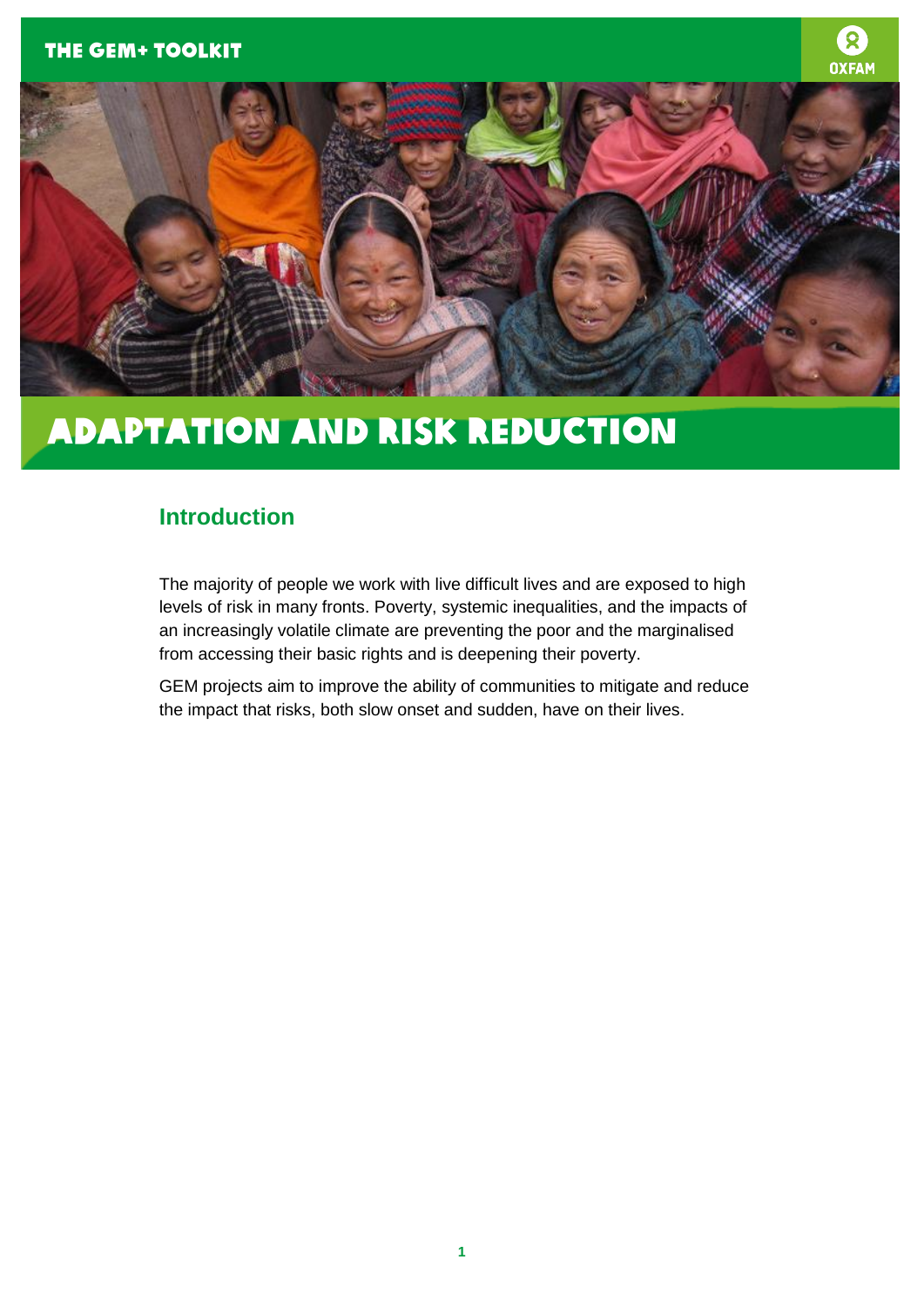# ADAPTATION AND RISK REDUCTION

## Introduction

The majority of people we work with live difficult lives and are exposed to high levels of risk in many fronts. Poverty, systemic inequalities, and the impacts of an increasingly volatile climate are preventing the poor and the marginalised from accessing their basic rights and is deepening their poverty.

GEM projects aim to improve the ability of communities to mitigate and reduce the impact that risks, both slow onset and sudden, have on their lives.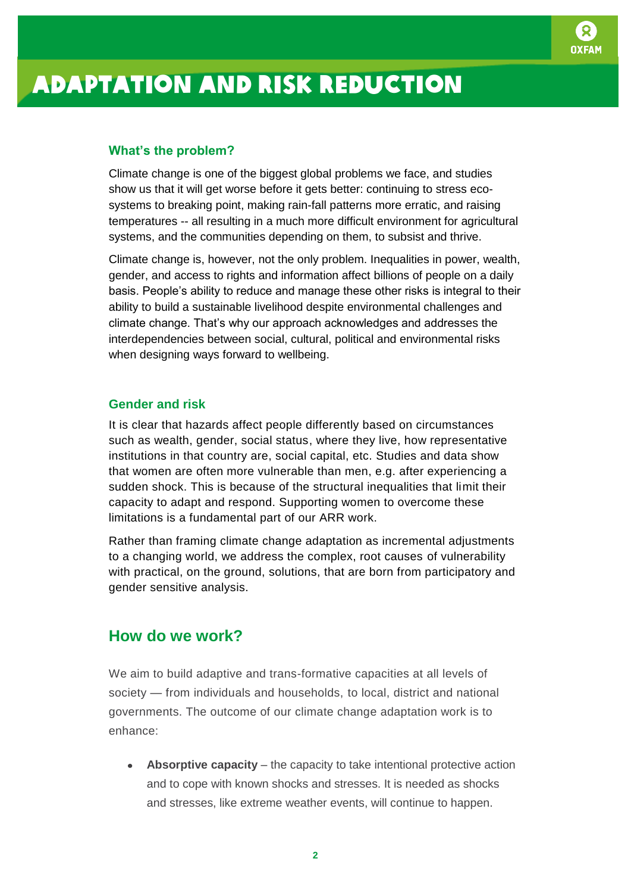# ADAPTATION AND RISK REDUCTION

### What's the problem?

Climate change is one of the biggest global problems we face, and studies show us that it will get worse before it gets better: continuing to stress eco-systems to breaking point, making rain-fall patterns more erratic, and raising temperatures -- all resulting in a much more difficult environment for agricultural systems, and the communities depending on them, to subsist and thrive.

Climate change is, however, not the only problem. Inequalities in power, wealth, gender, and access to rights and information affect billions of people on a daily basis. People's ability to reduce and manage these other risks is integral to their ability to build a sustainable livelihood despite environmental challenges and climate change. That's why our approach acknowledges and addresses the interdependencies between social, cultural, political and environmental risks when designing ways forward to wellbeing.

### Gender and risk

It is clear that hazards affect people differently based on circumstances such as wealth, gender, social status, where they live, how representative institutions in that country are, social capital, etc. Studies and data show that women are often more vulnerable than men, e.g. after experiencing a sudden shock. This is because of the structural inequalities that limit their capacity to adapt and respond. Supporting women to overcome these limitations is a fundamental part of our ARR work.

Rather than framing climate change adaptation as incremental adjustments to a changing world, we address the complex, root causes of vulnerability with practical, on the ground, solutions, that are born from participatory and gender sensitive analysis.

## How do we work?

We aim to build adaptive and trans-formative capacities at all levels of society — from individuals and households, to local, district and national governments. The outcome of our climate change adaptation work is to enhance:

- **Absorptive capacity** – the capacity to take intentional protective action and to cope with known shocks and stresses. It is needed as shocks and stresses, like extreme weather events, will continue to happen.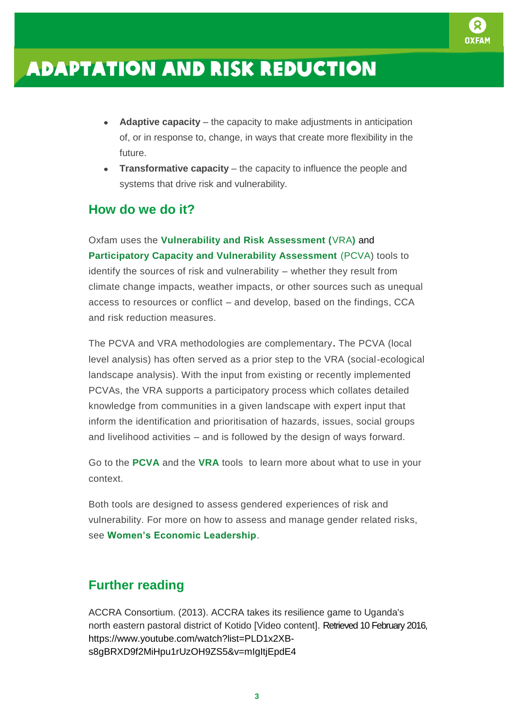- **Adaptive capacity** – the capacity to make adjustments in anticipation of, or in response to, change, in ways that create more flexibility in the future.
- **Transformative capacity** – the capacity to influence the people and systems that drive risk and vulnerability.

## How do we do it?

Oxfam uses the **Vulnerability and Risk Assessment (**VRA**)** and **Participatory Capacity and Vulnerability Assessment** (PCVA) tools to identify the sources of risk and vulnerability – whether they result from climate change impacts, weather impacts, or other sources such as unequal access to resources or conflict – and develop, based on the findings, CCA and risk reduction measures.

The PCVA and VRA methodologies are complementary**.** The PCVA (local level analysis) has often served as a prior step to the VRA (social-ecological landscape analysis). With the input from existing or recently implemented PCVAs, the VRA supports a participatory process which collates detailed knowledge from communities in a given landscape with expert input that inform the identification and prioritisation of hazards, issues, social groups and livelihood activities – and is followed by the design of ways forward.

Go to the **PCVA** and the **VRA** tools to learn more about what to use in your context.

Both tools are designed to assess gendered experiences of risk and vulnerability. For more on how to assess and manage gender related risks, see **Women's Economic Leadership**.

## Further reading

ACCRA Consortium. (2013). ACCRA takes its resilience game to Uganda's north eastern pastoral district of Kotido [Video content]. Retrieved 10 February 2016, https://www.youtube.com/watch?list=PLD1x2XB-s8gBRXD9f2MiHpu1rUzOH9ZS5&v=mIgItjEpdE4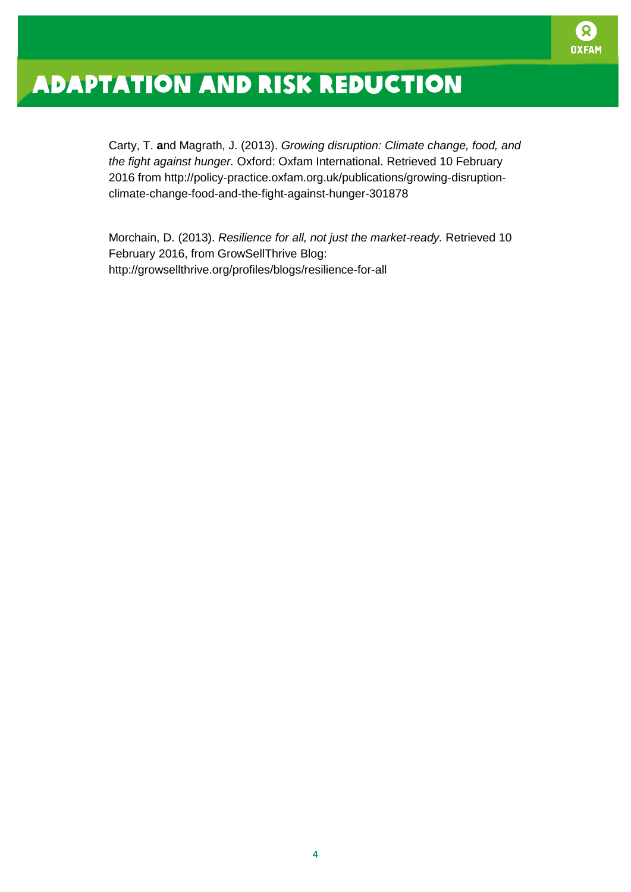Carty, T. **a**nd Magrath, J. (2013). *Growing disruption: Climate change, food, and the fight against hunger.* Oxford: Oxfam International. Retrieved 10 February 2016 from http://policy-practice.oxfam.org.uk/publications/growing-disruption-climate-change-food-and-the-fight-against-hunger-301878

Morchain, D. (2013). *Resilience for all, not just the market-ready.* Retrieved 10 February 2016, from GrowSellThrive Blog: http://growsellthrive.org/profiles/blogs/resilience-for-all